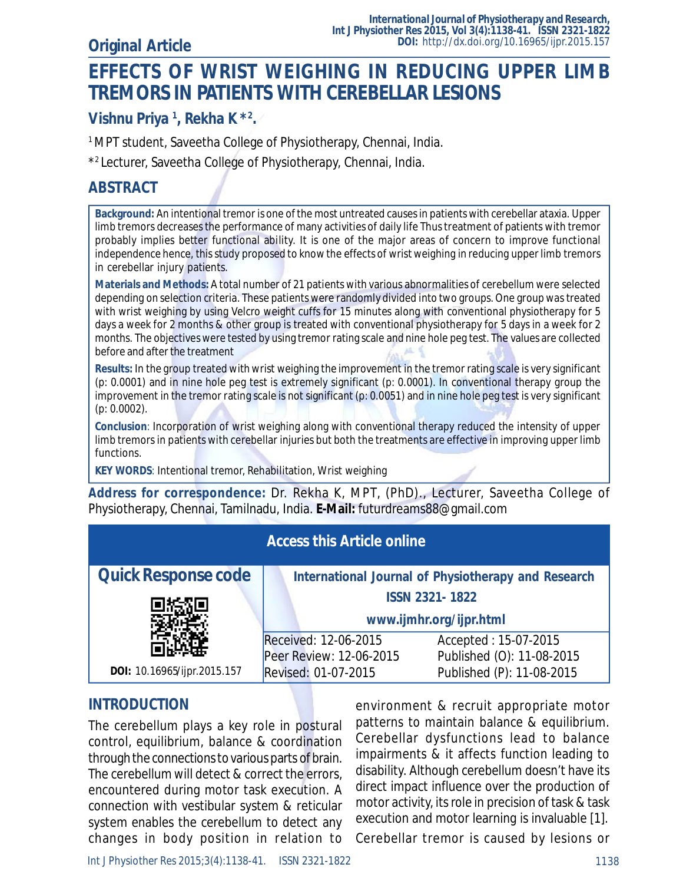Original Article

# EFFECTS OF WRIST WEIGHING IN REDUCING UPPER LIMB TREMORS IN PATIENTS WITH CEREBELLAR LESIONS

**Vishnu Priya [1], Rekha K *[2].**

[1] MPT student, Saveetha College of Physiotherapy, Chennai, India.

*[2] Lecturer, Saveetha College of Physiotherapy, Chennai, India.

## ABSTRACT

**Background:** An intentional tremor is one of the most untreated causes in patients with cerebellar ataxia. Upper limb tremors decreases the performance of many activities of daily life Thus treatment of patients with tremor probably implies better functional ability. It is one of the major areas of concern to improve functional independence hence, this study proposed to know the effects of wrist weighing in reducing upper limb tremors in cerebellar injury patients.

**Materials and Methods:** A total number of 21 patients with various abnormalities of cerebellum were selected depending on selection criteria. These patients were randomly divided into two groups. One group was treated with wrist weighing by using Velcro weight cuffs for 15 minutes along with conventional physiotherapy for 5 days a week for 2 months & other group is treated with conventional physiotherapy for 5 days in a week for 2 months. The objectives were tested by using tremor rating scale and nine hole peg test. The values are collected before and after the treatment

**Results:** In the group treated with wrist weighing the improvement in the tremor rating scale is very significant (p: 0.0001) and in nine hole peg test is extremely significant (p: 0.0001). In conventional therapy group the improvement in the tremor rating scale is not significant (p: 0.0051) and in nine hole peg test is very significant (p: 0.0002).

**Conclusion**: Incorporation of wrist weighing along with conventional therapy reduced the intensity of upper limb tremors in patients with cerebellar injuries but both the treatments are effective in improving upper limb functions.

**KEY WORDS**: Intentional tremor, Rehabilitation, Wrist weighing

**Address for correspondence:** Dr. Rekha K, MPT, (PhD)., Lecturer, Saveetha College of Physiotherapy, Chennai, Tamilnadu, India. **E-Mail:** futurdreams88@gmail.com

| Access this Article online | | |
|---|---|---|
| **Quick Response code** | **International Journal of Physiotherapy and Research ISSN 2321- 1822 www.ijmhr.org/ijpr.html** | |
| **DOI:** 10.16965/ijpr.2015.157 | Received: 12-06-2015 | Accepted : 15-07-2015 |
| | Peer Review: 12-06-2015 | Published (O): 11-08-2015 |
| | Revised: 01-07-2015 | Published (P): 11-08-2015 |

## INTRODUCTION

The cerebellum plays a key role in postural control, equilibrium, balance & coordination through the connections to various parts of brain. The cerebellum will detect & correct the errors, encountered during motor task execution. A connection with vestibular system & reticular system enables the cerebellum to detect any changes in body position in relation to environment & recruit appropriate motor patterns to maintain balance & equilibrium. Cerebellar dysfunctions lead to balance impairments & it affects function leading to disability. Although cerebellum doesn't have its direct impact influence over the production of motor activity, its role in precision of task & task execution and motor learning is invaluable [1].

Cerebellar tremor is caused by lesions or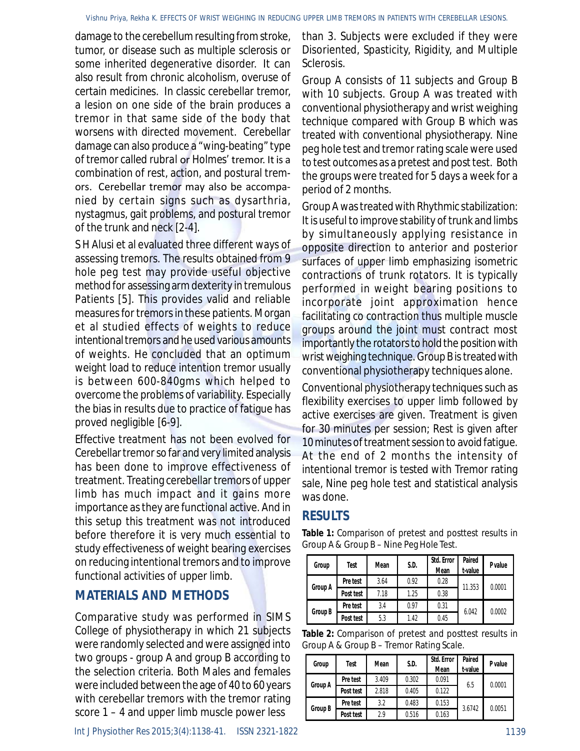damage to the cerebellum resulting from stroke, tumor, or disease such as multiple sclerosis or some inherited degenerative disorder. It can also result from chronic alcoholism, overuse of certain medicines. In classic cerebellar tremor, a lesion on one side of the brain produces a tremor in that same side of the body that worsens with directed movement. Cerebellar damage can also produce a "wing-beating" type of tremor called rubral or Holmes' tremor. It is a combination of rest, action, and postural tremors. Cerebellar tremor may also be accompanied by certain signs such as dysarthria, nystagmus, gait problems, and postural tremor of the trunk and neck [2-4].

S H Alusi et al evaluated three different ways of assessing tremors. The results obtained from 9 hole peg test may provide useful objective method for assessing arm dexterity in tremulous Patients [5]. This provides valid and reliable measures for tremors in these patients. Morgan et al studied effects of weights to reduce intentional tremors and he used various amounts of weights. He concluded that an optimum weight load to reduce intention tremor usually is between 600-840gms which helped to overcome the problems of variability. Especially the bias in results due to practice of fatigue has proved negligible [6-9].

Effective treatment has not been evolved for Cerebellar tremor so far and very limited analysis has been done to improve effectiveness of treatment. Treating cerebellar tremors of upper limb has much impact and it gains more importance as they are functional active. And in this setup this treatment was not introduced before therefore it is very much essential to study effectiveness of weight bearing exercises on reducing intentional tremors and to improve functional activities of upper limb.

## MATERIALS AND METHODS

Comparative study was performed in SIMS College of physiotherapy in which 21 subjects were randomly selected and were assigned into two groups - group A and group B according to the selection criteria. Both Males and females were included between the age of 40 to 60 years with cerebellar tremors with the tremor rating score 1 – 4 and upper limb muscle power less than 3. Subjects were excluded if they were Disoriented, Spasticity, Rigidity, and Multiple Sclerosis.

Group A consists of 11 subjects and Group B with 10 subjects. Group A was treated with conventional physiotherapy and wrist weighing technique compared with Group B which was treated with conventional physiotherapy. Nine peg hole test and tremor rating scale were used to test outcomes as a pretest and post test. Both the groups were treated for 5 days a week for a period of 2 months.

Group A was treated with Rhythmic stabilization: It is useful to improve stability of trunk and limbs by simultaneously applying resistance in opposite direction to anterior and posterior surfaces of upper limb emphasizing isometric contractions of trunk rotators. It is typically performed in weight bearing positions to incorporate joint approximation hence facilitating co contraction thus multiple muscle groups around the joint must contract most importantly the rotators to hold the position with wrist weighing technique. Group B is treated with conventional physiotherapy techniques alone.

Conventional physiotherapy techniques such as flexibility exercises to upper limb followed by active exercises are given. Treatment is given for 30 minutes per session; Rest is given after 10 minutes of treatment session to avoid fatigue. At the end of 2 months the intensity of intentional tremor is tested with Tremor rating sale, Nine peg hole test and statistical analysis was done.

## RESULTS

**Table 1:** Comparison of pretest and posttest results in Group A & Group B – Nine Peg Hole Test.

| Group | Test | Mean | S.D. | Std. Error Mean | Paired t-value | P value |
|---|---|---|---|---|---|---|
| Group A | Pre test | 3.64 | 0.92 | 0.28 | 11.353 | 0.0001 |
| | Post test | 7.18 | 1.25 | 0.38 | | |
| Group B | Pre test | 3.4 | 0.97 | 0.31 | 6.042 | 0.0002 |
| | Post test | 5.3 | 1.42 | 0.45 | | |

**Table 2:** Comparison of pretest and posttest results in Group A & Group B – Tremor Rating Scale.

| Group | Test | Mean | S.D. | Std. Error Mean | Paired t-value | P value |
|---|---|---|---|---|---|---|
| Group A | Pre test | 3.409 | 0.302 | 0.091 | 6.5 | 0.0001 |
| | Post test | 2.818 | 0.405 | 0.122 | | |
| Group B | Pre test | 3.2 | 0.483 | 0.153 | 3.6742 | 0.0051 |
| | Post test | 2.9 | 0.516 | 0.163 | | |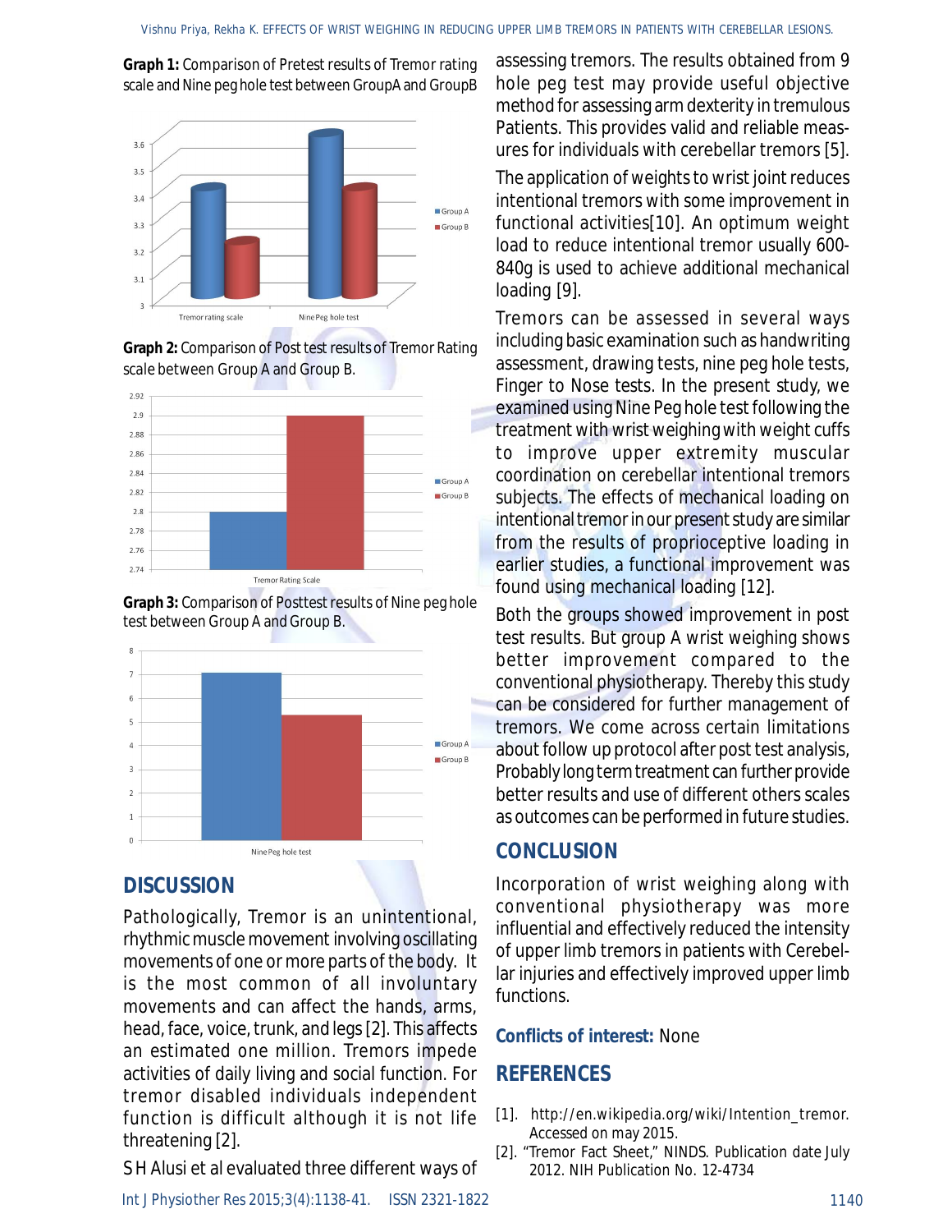**Graph 1:** Comparison of Pretest results of Tremor rating scale and Nine peg hole test between GroupA and GroupB

**Graph 2:** Comparison of Post test results of Tremor Rating scale between Group A and Group B.

**Graph 3:** Comparison of Posttest results of Nine peg hole test between Group A and Group B.

## DISCUSSION

Pathologically, Tremor is an unintentional, rhythmic muscle movement involving oscillating movements of one or more parts of the body. It is the most common of all involuntary movements and can affect the hands, arms, head, face, voice, trunk, and legs [2]. This affects an estimated one million. Tremors impede activities of daily living and social function. For tremor disabled individuals independent function is difficult although it is not life threatening [2].

S H Alusi et al evaluated three different ways of assessing tremors. The results obtained from 9 hole peg test may provide useful objective method for assessing arm dexterity in tremulous Patients. This provides valid and reliable measures for individuals with cerebellar tremors [5].

The application of weights to wrist joint reduces intentional tremors with some improvement in functional activities[10]. An optimum weight load to reduce intentional tremor usually 600-840g is used to achieve additional mechanical loading [9].

Tremors can be assessed in several ways including basic examination such as handwriting assessment, drawing tests, nine peg hole tests, Finger to Nose tests. In the present study, we examined using Nine Peg hole test following the treatment with wrist weighing with weight cuffs to improve upper extremity muscular coordination on cerebellar intentional tremors subjects. The effects of mechanical loading on intentional tremor in our present study are similar from the results of proprioceptive loading in earlier studies, a functional improvement was found using mechanical loading [12].

Both the groups showed improvement in post test results. But group A wrist weighing shows better improvement compared to the conventional physiotherapy. Thereby this study can be considered for further management of tremors. We come across certain limitations about follow up protocol after post test analysis, Probably long term treatment can further provide better results and use of different others scales as outcomes can be performed in future studies.

## CONCLUSION

Incorporation of wrist weighing along with conventional physiotherapy was more influential and effectively reduced the intensity of upper limb tremors in patients with Cerebellar injuries and effectively improved upper limb functions.

**Conflicts of interest:** None

## REFERENCES

[1]. http://en.wikipedia.org/wiki/Intention_tremor. Accessed on may 2015.

[2]. "Tremor Fact Sheet," NINDS. Publication date July 2012. NIH Publication No. 12-4734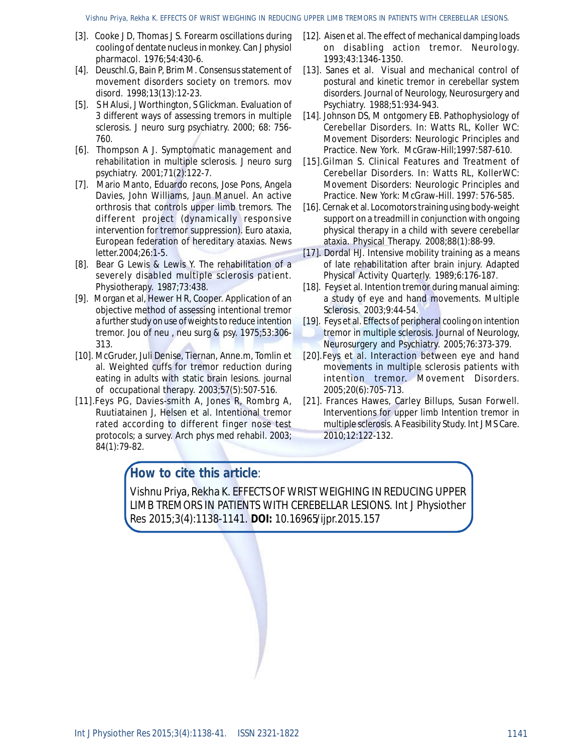[3]. Cooke J D, Thomas J S. Forearm oscillations during cooling of dentate nucleus in monkey. Can J physiol pharmacol. 1976;54:430-6.

[4]. Deuschl.G, Bain P, Brim M. Consensus statement of movement disorders society on tremors. mov disord. 1998;13(13):12-23.

[5]. S H Alusi, J Worthington, S Glickman. Evaluation of 3 different ways of assessing tremors in multiple sclerosis. J neuro surg psychiatry. 2000; 68: 756-760.

[6]. Thompson A J. Symptomatic management and rehabilitation in multiple sclerosis. J neuro surg psychiatry. 2001;71(2):122-7.

[7]. Mario Manto, Eduardo recons, Jose Pons, Angela Davies, John Williams, Jaun Manuel. An active orthrosis that controls upper limb tremors. The different project (dynamically responsive intervention for tremor suppression). Euro ataxia, European federation of hereditary ataxias. News letter.2004;26:1-5.

[8]. Bear G Lewis & Lewis Y. The rehabilitation of a severely disabled multiple sclerosis patient. Physiotherapy. 1987;73:438.

[9]. Morgan et al, Hewer H R, Cooper. Application of an objective method of assessing intentional tremor a further study on use of weights to reduce intention tremor. Jou of neu , neu surg & psy. 1975;53:306-313.

[10]. McGruder, Juli Denise, Tiernan, Anne.m, Tomlin et al. Weighted cuffs for tremor reduction during eating in adults with static brain lesions. journal of occupational therapy. 2003;57(5):507-516.

[11].Feys PG, Davies-smith A, Jones R, Rombrg A, Ruutiatainen J, Helsen et al. Intentional tremor rated according to different finger nose test protocols; a survey. Arch phys med rehabil. 2003; 84(1):79-82.

[12]. Aisen et al. The effect of mechanical damping loads on disabling action tremor. Neurology. 1993;43:1346-1350.

[13]. Sanes et al. Visual and mechanical control of postural and kinetic tremor in cerebellar system disorders. Journal of Neurology, Neurosurgery and Psychiatry. 1988;51:934-943.

[14]. Johnson DS, M ontgomery EB. Pathophysiology of Cerebellar Disorders. In: Watts RL, Koller WC: Movement Disorders: Neurologic Principles and Practice. New York. McGraw-Hill;1997:587-610.

[15].Gilman S. Clinical Features and Treatment of Cerebellar Disorders. In: Watts RL, KollerWC: Movement Disorders: Neurologic Principles and Practice. New York: McGraw-Hill. 1997: 576-585.

[16]. Cernak et al. Locomotors training using body-weight support on a treadmill in conjunction with ongoing physical therapy in a child with severe cerebellar ataxia. Physical Therapy. 2008;88(1):88-99.

[17]. Dordal HJ. Intensive mobility training as a means of late rehabilitation after brain injury. Adapted Physical Activity Quarterly. 1989;6:176-187.

[18]. Feys et al. Intention tremor during manual aiming: a study of eye and hand movements. Multiple Sclerosis. 2003;9:44-54.

[19]. Feys et al. Effects of peripheral cooling on intention tremor in multiple sclerosis. Journal of Neurology, Neurosurgery and Psychiatry. 2005;76:373-379.

[20].Feys et al. Interaction between eye and hand movements in multiple sclerosis patients with intention tremor. Movement Disorders. 2005;20(6):705-713.

[21]. Frances Hawes, Carley Billups, Susan Forwell. Interventions for upper limb Intention tremor in multiple sclerosis. A Feasibility Study. Int J MS Care. 2010;12:122-132.

**How to cite this article**:

Vishnu Priya, Rekha K. EFFECTS OF WRIST WEIGHING IN REDUCING UPPER LIMB TREMORS IN PATIENTS WITH CEREBELLAR LESIONS. Int J Physiother Res 2015;3(4):1138-1141. **DOI:** 10.16965/ijpr.2015.157